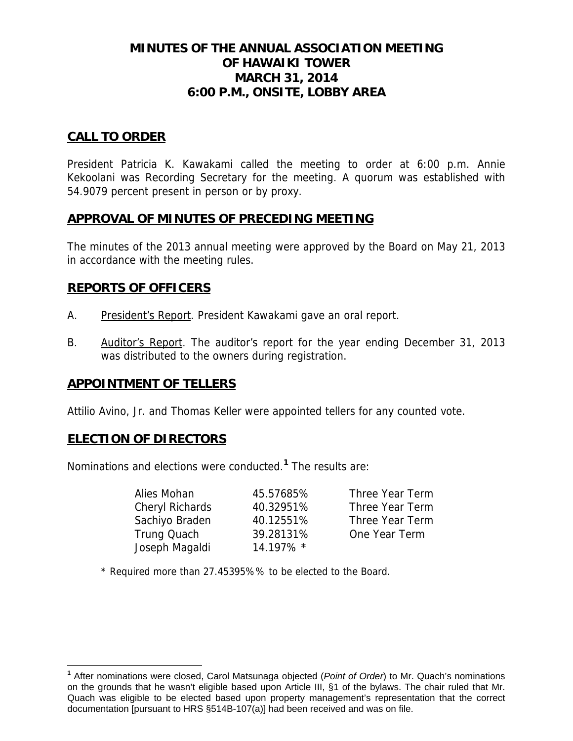# MINUTES OF THE ANNUAL ASSOCIATION MEETING OF HAWAIKI TOWER MARCH 31, 2014 6:00 P.M., ONSITE, LOBBY AREA

## CALL TO ORDER

President Patricia K. Kawakami called the meeting to order at 6:00 p.m. Annie Kekoolani was Recording Secretary for the meeting. A quorum was established with 54.9079 percent present in person or by proxy.

## APPROVAL OF MINUTES OF PRECEDING MEETING

The minutes of the 2013 annual meeting were approved by the Board on May 21, 2013 in accordance with the meeting rules.

## REPORTS OF OFFICERS

A. President's Report. President Kawakami gave an oral report.

B. Auditor's Report. The auditor's report for the year ending December 31, 2013 was distributed to the owners during registration.

## APPOINTMENT OF TELLERS

Attilio Avino, Jr. and Thomas Keller were appointed tellers for any counted vote.

## ELECTION OF DIRECTORS

Nominations and elections were conducted.[1] The results are:

| | | |
|---|---|---|
| Alies Mohan | 45.57685% | Three Year Term |
| Cheryl Richards | 40.32951% | Three Year Term |
| Sachiyo Braden | 40.12551% | Three Year Term |
| Trung Quach | 39.28131% | One Year Term |
| Joseph Magaldi | 14.197% * | |

* Required more than 27.45395%% to be elected to the Board.

---

[1] After nominations were closed, Carol Matsunaga objected (*Point of Order*) to Mr. Quach's nominations on the grounds that he wasn't eligible based upon Article III, §1 of the bylaws. The chair ruled that Mr. Quach was eligible to be elected based upon property management's representation that the correct documentation [pursuant to HRS §514B-107(a)] had been received and was on file.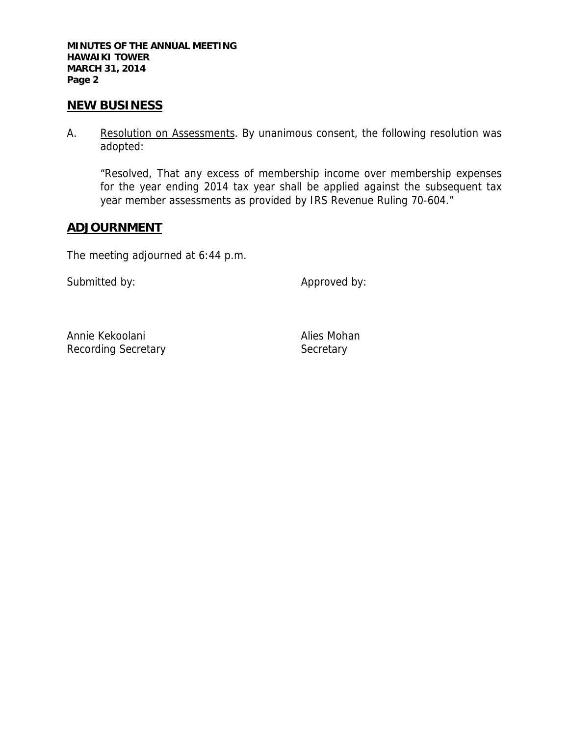## NEW BUSINESS

A. Resolution on Assessments. By unanimous consent, the following resolution was adopted:

> "Resolved, That any excess of membership income over membership expenses for the year ending 2014 tax year shall be applied against the subsequent tax year member assessments as provided by IRS Revenue Ruling 70-604."

## ADJOURNMENT

The meeting adjourned at 6:44 p.m.

| | |
|---|---|
| Submitted by: | Approved by: |
| Annie Kekoolani | Alies Mohan |
| Recording Secretary | Secretary |